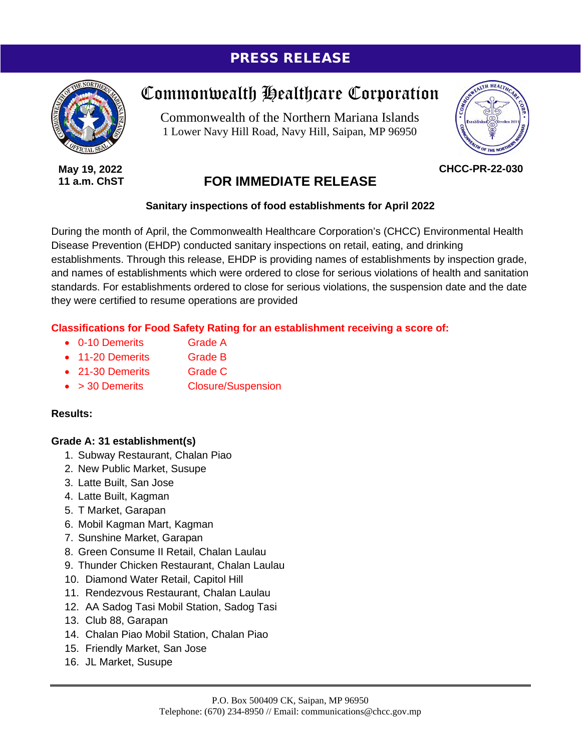# PRESS RELEASE

## Commonwealth Healthcare Corporation

Commonwealth of the Northern Mariana Islands
1 Lower Navy Hill Road, Navy Hill, Saipan, MP 96950

**May 19, 2022**
**11 a.m. ChST**

**CHCC-PR-22-030**

## FOR IMMEDIATE RELEASE

**Sanitary inspections of food establishments for April 2022**

During the month of April, the Commonwealth Healthcare Corporation's (CHCC) Environmental Health Disease Prevention (EHDP) conducted sanitary inspections on retail, eating, and drinking establishments. Through this release, EHDP is providing names of establishments by inspection grade, and names of establishments which were ordered to close for serious violations of health and sanitation standards. For establishments ordered to close for serious violations, the suspension date and the date they were certified to resume operations are provided

**Classifications for Food Safety Rating for an establishment receiving a score of:**

- 0-10 Demerits — Grade A
- 11-20 Demerits — Grade B
- 21-30 Demerits — Grade C
- > 30 Demerits — Closure/Suspension

**Results:**

**Grade A: 31 establishment(s)**

1. Subway Restaurant, Chalan Piao
2. New Public Market, Susupe
3. Latte Built, San Jose
4. Latte Built, Kagman
5. T Market, Garapan
6. Mobil Kagman Mart, Kagman
7. Sunshine Market, Garapan
8. Green Consume II Retail, Chalan Laulau
9. Thunder Chicken Restaurant, Chalan Laulau
10. Diamond Water Retail, Capitol Hill
11. Rendezvous Restaurant, Chalan Laulau
12. AA Sadog Tasi Mobil Station, Sadog Tasi
13. Club 88, Garapan
14. Chalan Piao Mobil Station, Chalan Piao
15. Friendly Market, San Jose
16. JL Market, Susupe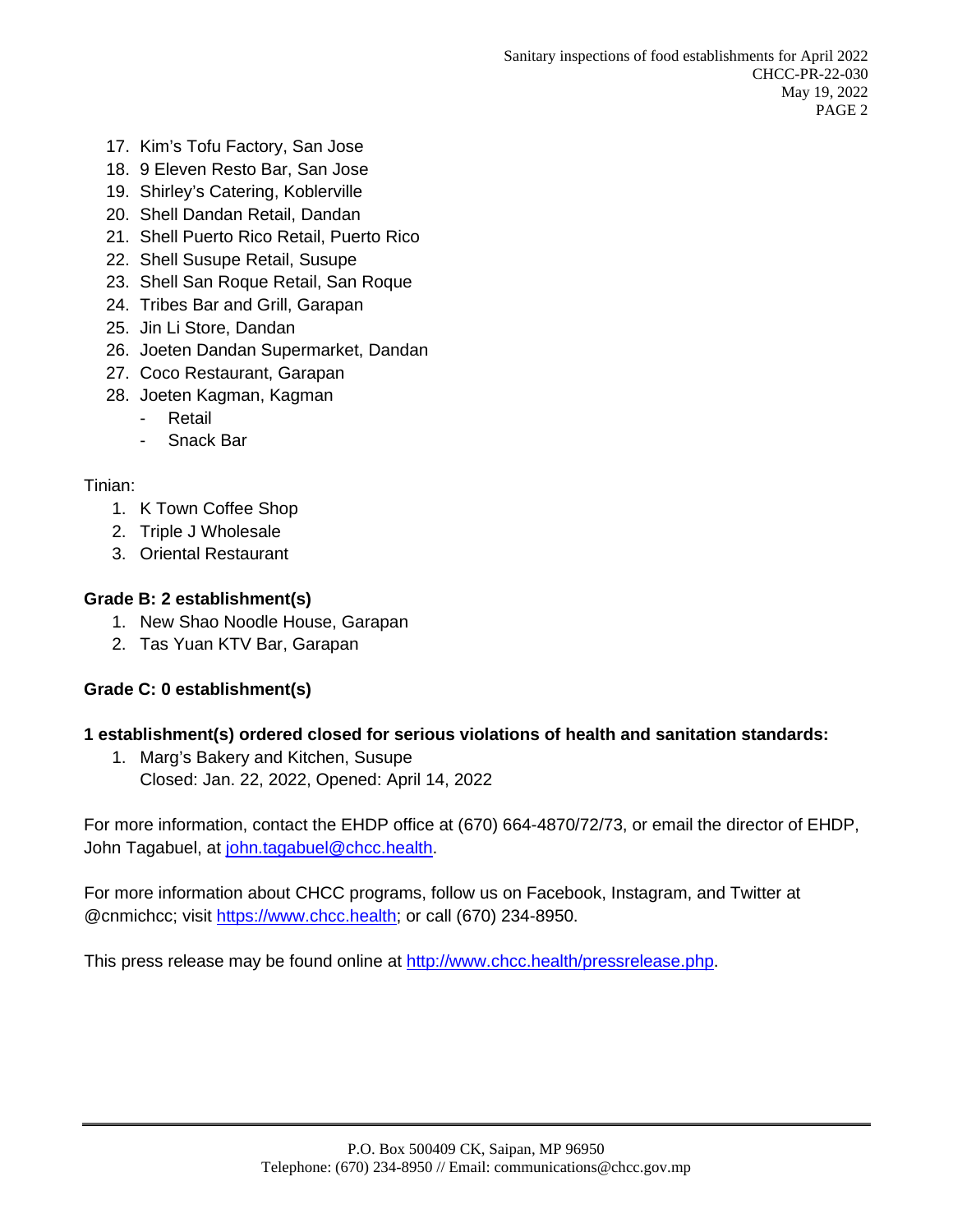17. Kim's Tofu Factory, San Jose
18. 9 Eleven Resto Bar, San Jose
19. Shirley's Catering, Koblerville
20. Shell Dandan Retail, Dandan
21. Shell Puerto Rico Retail, Puerto Rico
22. Shell Susupe Retail, Susupe
23. Shell San Roque Retail, San Roque
24. Tribes Bar and Grill, Garapan
25. Jin Li Store, Dandan
26. Joeten Dandan Supermarket, Dandan
27. Coco Restaurant, Garapan
28. Joeten Kagman, Kagman
    - Retail
    - Snack Bar

Tinian:

1. K Town Coffee Shop
2. Triple J Wholesale
3. Oriental Restaurant

**Grade B: 2 establishment(s)**

1. New Shao Noodle House, Garapan
2. Tas Yuan KTV Bar, Garapan

**Grade C: 0 establishment(s)**

**1 establishment(s) ordered closed for serious violations of health and sanitation standards:**

1. Marg's Bakery and Kitchen, Susupe
   Closed: Jan. 22, 2022, Opened: April 14, 2022

For more information, contact the EHDP office at (670) 664-4870/72/73, or email the director of EHDP, John Tagabuel, at john.tagabuel@chcc.health.

For more information about CHCC programs, follow us on Facebook, Instagram, and Twitter at @cnmichcc; visit https://www.chcc.health; or call (670) 234-8950.

This press release may be found online at http://www.chcc.health/pressrelease.php.